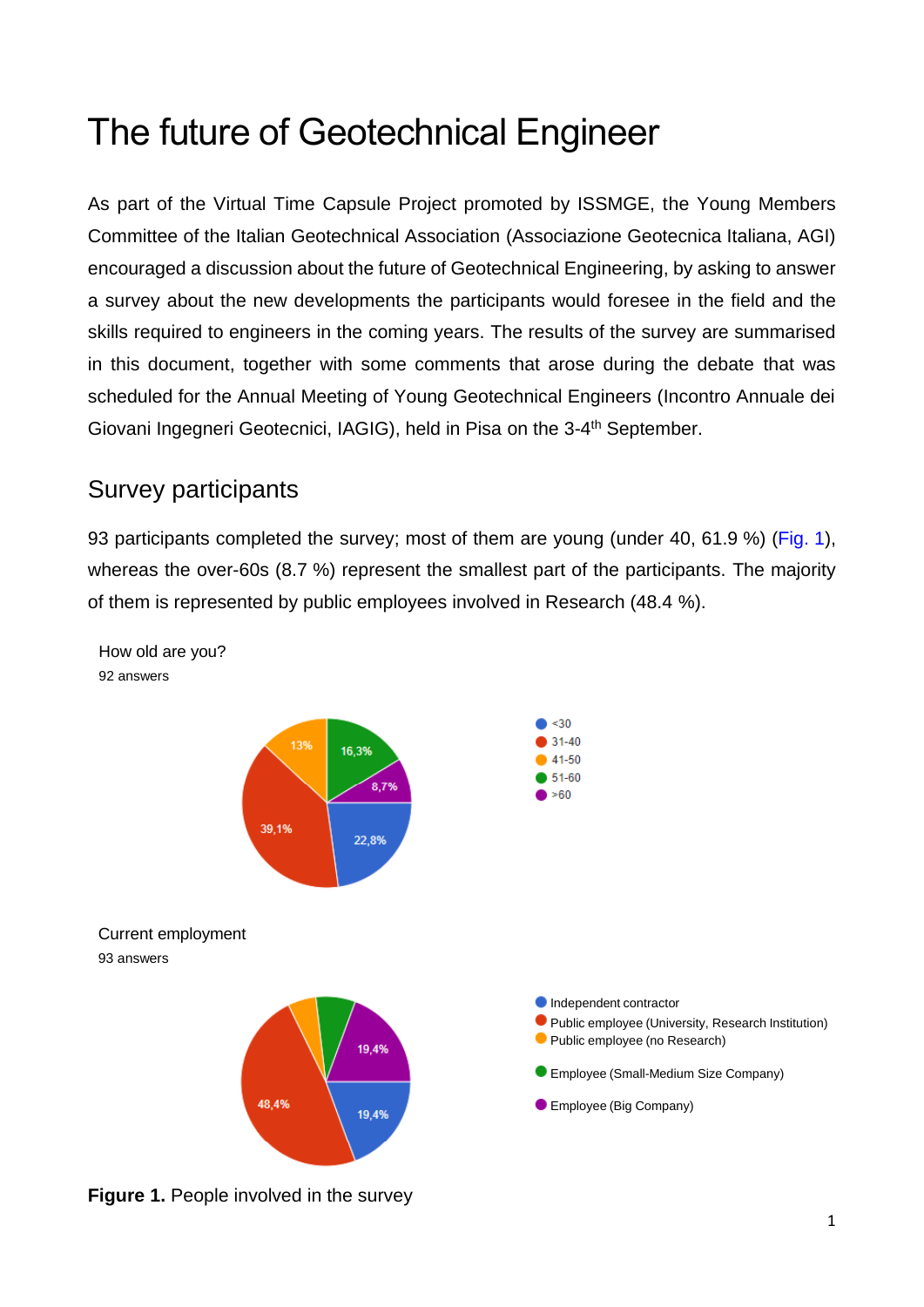# The future of Geotechnical Engineer

As part of the Virtual Time Capsule Project promoted by ISSMGE, the Young Members Committee of the Italian Geotechnical Association (Associazione Geotecnica Italiana, AGI) encouraged a discussion about the future of Geotechnical Engineering, by asking to answer a survey about the new developments the participants would foresee in the field and the skills required to engineers in the coming years. The results of the survey are summarised in this document, together with some comments that arose during the debate that was scheduled for the Annual Meeting of Young Geotechnical Engineers (Incontro Annuale dei Giovani Ingegneri Geotecnici, IAGIG), held in Pisa on the 3-4th September.

## Survey participants

93 participants completed the survey; most of them are young (under 40, 61.9 %) (Fig. 1), whereas the over-60s (8.7 %) represent the smallest part of the participants. The majority of them is represented by public employees involved in Research (48.4 %).

How old are you?
92 answers

13%
16,3%
8,7%
39,1%
22,8%

<30
31-40
41-50
51-60
>60

Current employment
93 answers

19,4%
48,4%
19,4%

Independent contractor
Public employee (University, Research Institution)
Public employee (no Research)
Employee (Small-Medium Size Company)
Employee (Big Company)

**Figure 1.** People involved in the survey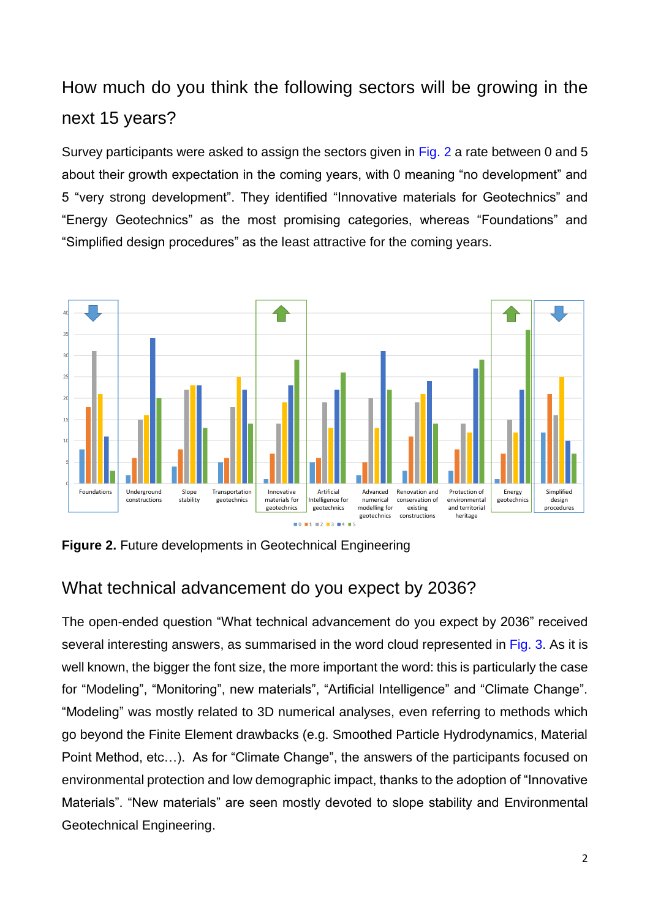## How much do you think the following sectors will be growing in the next 15 years?

Survey participants were asked to assign the sectors given in Fig. 2 a rate between 0 and 5 about their growth expectation in the coming years, with 0 meaning “no development” and 5 “very strong development”. They identified “Innovative materials for Geotechnics” and “Energy Geotechnics” as the most promising categories, whereas “Foundations” and “Simplified design procedures” as the least attractive for the coming years.

0
5
10
15
20
25
30
35
40

Foundations
Underground constructions
Slope stability
Transportation geotechnics
Innovative materials for geotechnics
Artificial Intelligence for geotechnics
Advanced numerical modelling for geotechnics
Renovation and conservation of existing constructions
Protection of environmental and territorial heritage
Energy geotechnics
Simplified design procedures

0 1 2 3 4 5

**Figure 2.** Future developments in Geotechnical Engineering

## What technical advancement do you expect by 2036?

The open-ended question “What technical advancement do you expect by 2036” received several interesting answers, as summarised in the word cloud represented in Fig. 3. As it is well known, the bigger the font size, the more important the word: this is particularly the case for “Modeling”, “Monitoring”, new materials”, “Artificial Intelligence” and “Climate Change”. “Modeling” was mostly related to 3D numerical analyses, even referring to methods which go beyond the Finite Element drawbacks (e.g. Smoothed Particle Hydrodynamics, Material Point Method, etc…). As for “Climate Change”, the answers of the participants focused on environmental protection and low demographic impact, thanks to the adoption of “Innovative Materials”. “New materials” are seen mostly devoted to slope stability and Environmental Geotechnical Engineering.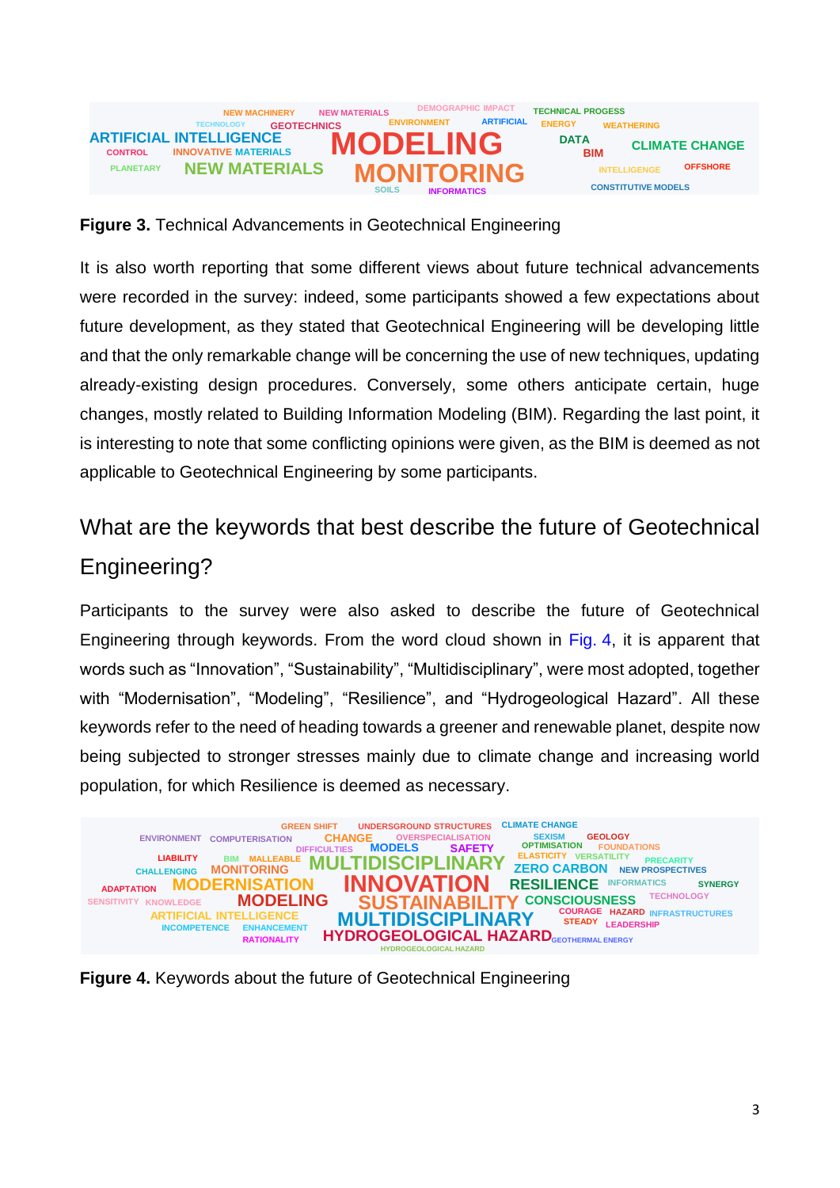**Figure 3.** Technical Advancements in Geotechnical Engineering

It is also worth reporting that some different views about future technical advancements were recorded in the survey: indeed, some participants showed a few expectations about future development, as they stated that Geotechnical Engineering will be developing little and that the only remarkable change will be concerning the use of new techniques, updating already-existing design procedures. Conversely, some others anticipate certain, huge changes, mostly related to Building Information Modeling (BIM). Regarding the last point, it is interesting to note that some conflicting opinions were given, as the BIM is deemed as not applicable to Geotechnical Engineering by some participants.

## What are the keywords that best describe the future of Geotechnical Engineering?

Participants to the survey were also asked to describe the future of Geotechnical Engineering through keywords. From the word cloud shown in Fig. 4, it is apparent that words such as "Innovation", "Sustainability", "Multidisciplinary", were most adopted, together with "Modernisation", "Modeling", "Resilience", and "Hydrogeological Hazard". All these keywords refer to the need of heading towards a greener and renewable planet, despite now being subjected to stronger stresses mainly due to climate change and increasing world population, for which Resilience is deemed as necessary.

**Figure 4.** Keywords about the future of Geotechnical Engineering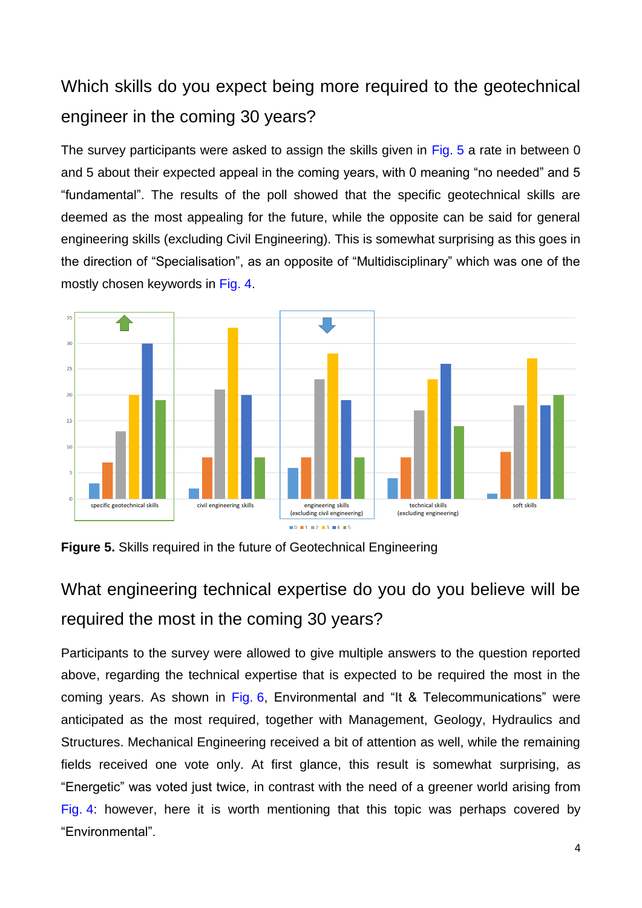## Which skills do you expect being more required to the geotechnical engineer in the coming 30 years?

The survey participants were asked to assign the skills given in Fig. 5 a rate in between 0 and 5 about their expected appeal in the coming years, with 0 meaning "no needed" and 5 "fundamental". The results of the poll showed that the specific geotechnical skills are deemed as the most appealing for the future, while the opposite can be said for general engineering skills (excluding Civil Engineering). This is somewhat surprising as this goes in the direction of "Specialisation", as an opposite of "Multidisciplinary" which was one of the mostly chosen keywords in Fig. 4.

35
30
25
20
15
10
5
0

specific geotechnical skills
civil engineering skills
engineering skills (excluding civil engineering)
technical skills (excluding engineering)
soft skills

0 1 2 3 4 5

**Figure 5.** Skills required in the future of Geotechnical Engineering

## What engineering technical expertise do you do you believe will be required the most in the coming 30 years?

Participants to the survey were allowed to give multiple answers to the question reported above, regarding the technical expertise that is expected to be required the most in the coming years. As shown in Fig. 6, Environmental and "It & Telecommunications" were anticipated as the most required, together with Management, Geology, Hydraulics and Structures. Mechanical Engineering received a bit of attention as well, while the remaining fields received one vote only. At first glance, this result is somewhat surprising, as "Energetic" was voted just twice, in contrast with the need of a greener world arising from Fig. 4: however, here it is worth mentioning that this topic was perhaps covered by "Environmental".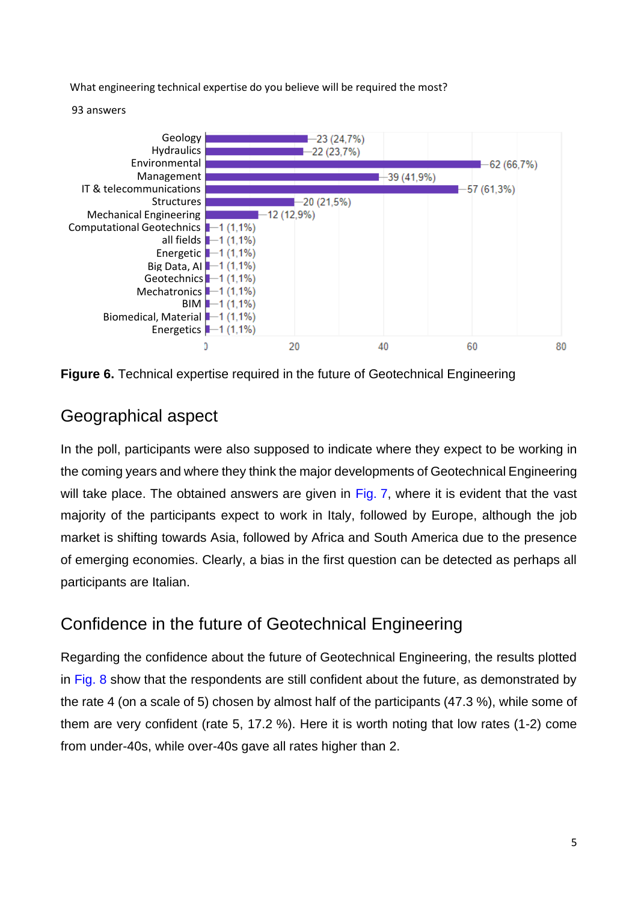What engineering technical expertise do you believe will be required the most?

93 answers

Geology — 23 (24,7%)
Hydraulics — 22 (23,7%)
Environmental — 62 (66,7%)
Management — 39 (41,9%)
IT & telecommunications — 57 (61,3%)
Structures — 20 (21,5%)
Mechanical Engineering — 12 (12,9%)
Computational Geotechnics — 1 (1,1%)
all fields — 1 (1,1%)
Energetic — 1 (1,1%)
Big Data, AI — 1 (1,1%)
Geotechnics — 1 (1,1%)
Mechatronics — 1 (1,1%)
BIM — 1 (1,1%)
Biomedical, Material — 1 (1,1%)
Energetics — 1 (1,1%)

0 20 40 60 80

**Figure 6.** Technical expertise required in the future of Geotechnical Engineering

## Geographical aspect

In the poll, participants were also supposed to indicate where they expect to be working in the coming years and where they think the major developments of Geotechnical Engineering will take place. The obtained answers are given in Fig. 7, where it is evident that the vast majority of the participants expect to work in Italy, followed by Europe, although the job market is shifting towards Asia, followed by Africa and South America due to the presence of emerging economies. Clearly, a bias in the first question can be detected as perhaps all participants are Italian.

## Confidence in the future of Geotechnical Engineering

Regarding the confidence about the future of Geotechnical Engineering, the results plotted in Fig. 8 show that the respondents are still confident about the future, as demonstrated by the rate 4 (on a scale of 5) chosen by almost half of the participants (47.3 %), while some of them are very confident (rate 5, 17.2 %). Here it is worth noting that low rates (1-2) come from under-40s, while over-40s gave all rates higher than 2.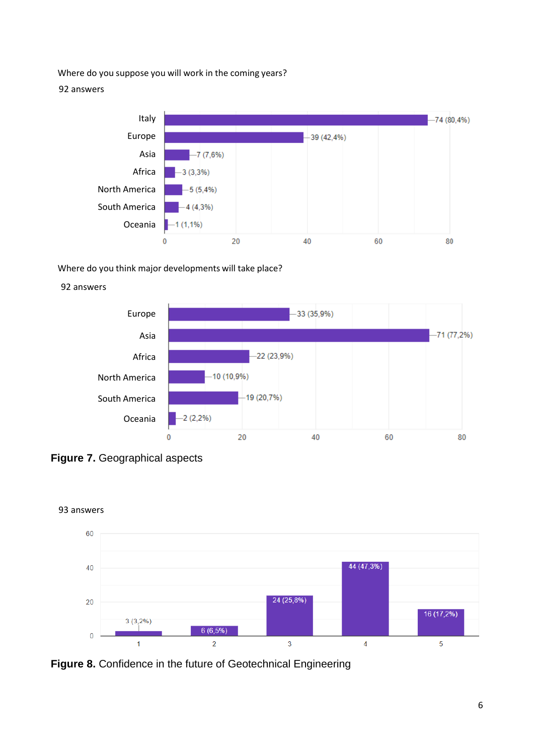Where do you suppose you will work in the coming years?

92 answers

Italy
Europe
Asia
Africa
North America
South America
Oceania

74 (80,4%)
39 (42,4%)
7 (7,6%)
3 (3,3%)
5 (5,4%)
4 (4,3%)
1 (1,1%)

0 20 40 60 80

Where do you think major developments will take place?

92 answers

Europe
Asia
Africa
North America
South America
Oceania

33 (35,9%)
71 (77,2%)
22 (23,9%)
10 (10,9%)
19 (20,7%)
2 (2,2%)

0 20 40 60 80

**Figure 7.** Geographical aspects

93 answers

60
40
20
0

3 (3,2%)
6 (6,5%)
24 (25,8%)
44 (47,3%)
16 (17,2%)

1 2 3 4 5

**Figure 8.** Confidence in the future of Geotechnical Engineering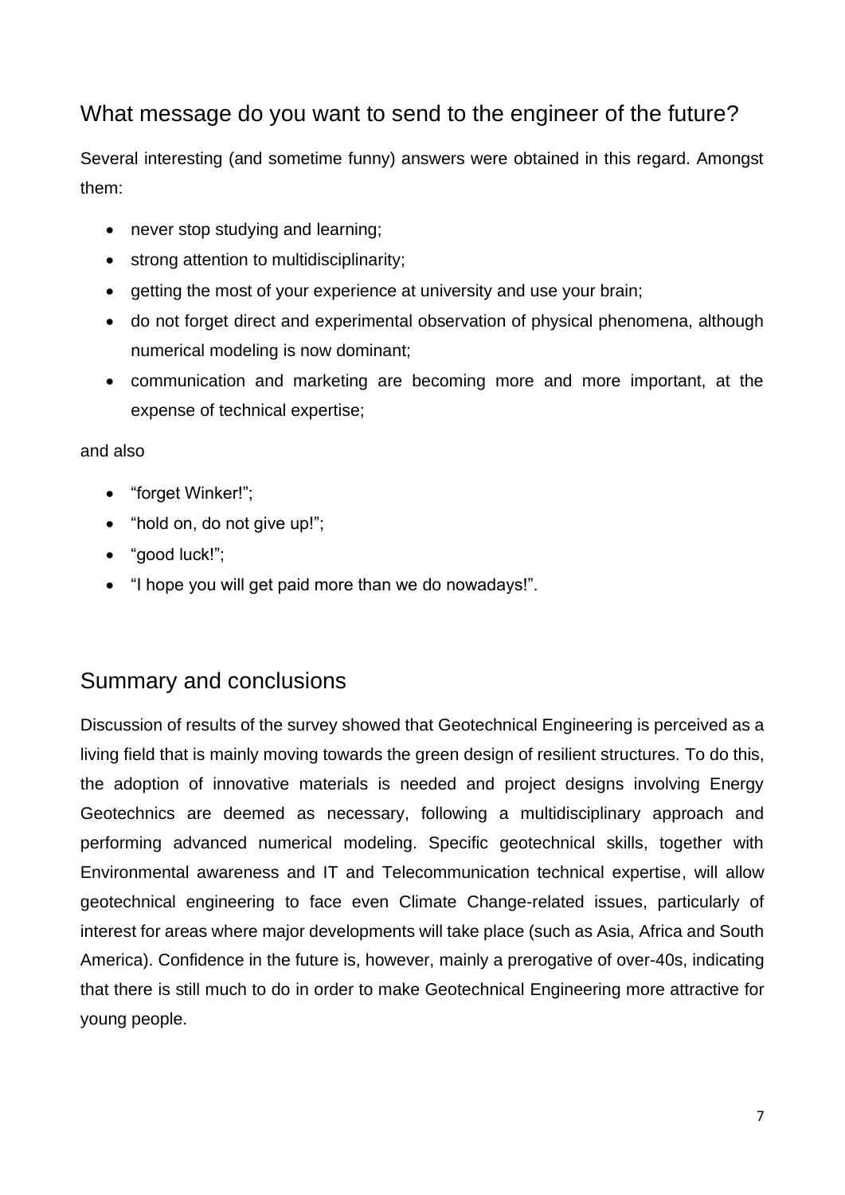## What message do you want to send to the engineer of the future?

Several interesting (and sometime funny) answers were obtained in this regard. Amongst them:

- never stop studying and learning;
- strong attention to multidisciplinarity;
- getting the most of your experience at university and use your brain;
- do not forget direct and experimental observation of physical phenomena, although numerical modeling is now dominant;
- communication and marketing are becoming more and more important, at the expense of technical expertise;

and also

- "forget Winker!";
- "hold on, do not give up!";
- "good luck!";
- "I hope you will get paid more than we do nowadays!".

## Summary and conclusions

Discussion of results of the survey showed that Geotechnical Engineering is perceived as a living field that is mainly moving towards the green design of resilient structures. To do this, the adoption of innovative materials is needed and project designs involving Energy Geotechnics are deemed as necessary, following a multidisciplinary approach and performing advanced numerical modeling. Specific geotechnical skills, together with Environmental awareness and IT and Telecommunication technical expertise, will allow geotechnical engineering to face even Climate Change-related issues, particularly of interest for areas where major developments will take place (such as Asia, Africa and South America). Confidence in the future is, however, mainly a prerogative of over-40s, indicating that there is still much to do in order to make Geotechnical Engineering more attractive for young people.